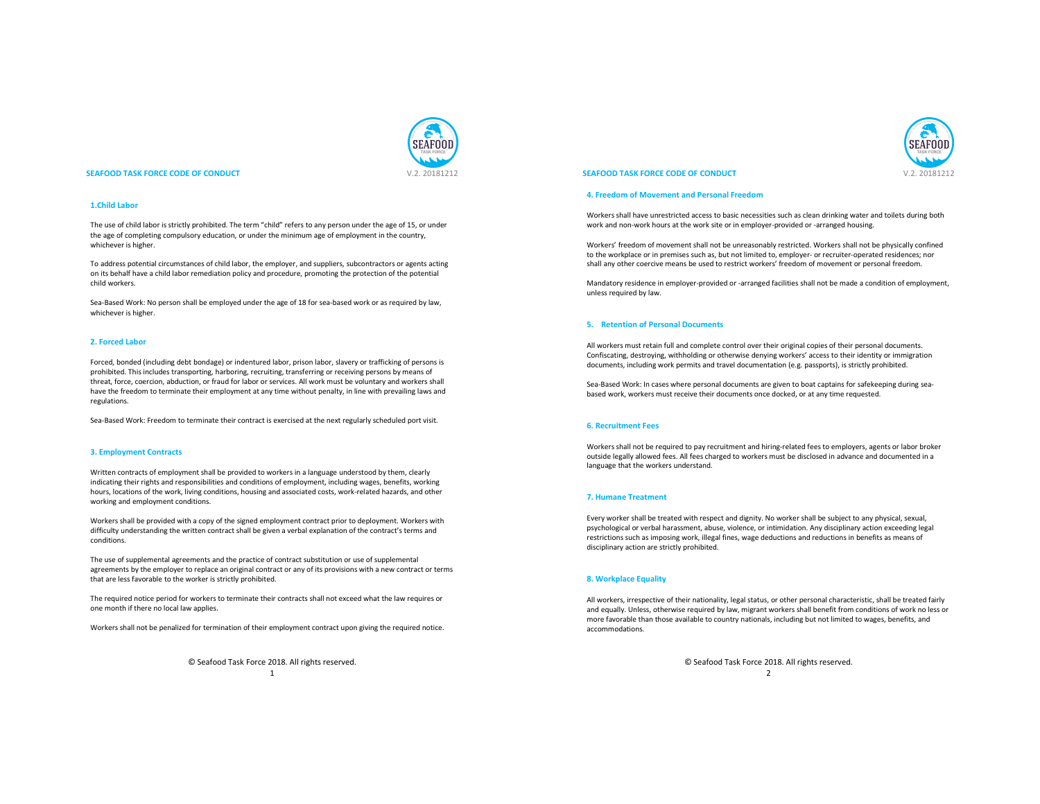# SEAFOOD TASK FORCE CODE OF CONDUCT

V.2. 20181212

## 1.Child Labor

The use of child labor is strictly prohibited. The term "child" refers to any person under the age of 15, or under the age of completing compulsory education, or under the minimum age of employment in the country, whichever is higher.

To address potential circumstances of child labor, the employer, and suppliers, subcontractors or agents acting on its behalf have a child labor remediation policy and procedure, promoting the protection of the potential child workers.

Sea-Based Work: No person shall be employed under the age of 18 for sea-based work or as required by law, whichever is higher.

## 2. Forced Labor

Forced, bonded (including debt bondage) or indentured labor, prison labor, slavery or trafficking of persons is prohibited. This includes transporting, harboring, recruiting, transferring or receiving persons by means of threat, force, coercion, abduction, or fraud for labor or services. All work must be voluntary and workers shall have the freedom to terminate their employment at any time without penalty, in line with prevailing laws and regulations.

Sea-Based Work: Freedom to terminate their contract is exercised at the next regularly scheduled port visit.

## 3. Employment Contracts

Written contracts of employment shall be provided to workers in a language understood by them, clearly indicating their rights and responsibilities and conditions of employment, including wages, benefits, working hours, locations of the work, living conditions, housing and associated costs, work-related hazards, and other working and employment conditions.

Workers shall be provided with a copy of the signed employment contract prior to deployment. Workers with difficulty understanding the written contract shall be given a verbal explanation of the contract's terms and conditions.

The use of supplemental agreements and the practice of contract substitution or use of supplemental agreements by the employer to replace an original contract or any of its provisions with a new contract or terms that are less favorable to the worker is strictly prohibited.

The required notice period for workers to terminate their contracts shall not exceed what the law requires or one month if there no local law applies.

Workers shall not be penalized for termination of their employment contract upon giving the required notice.

## 4. Freedom of Movement and Personal Freedom

Workers shall have unrestricted access to basic necessities such as clean drinking water and toilets during both work and non-work hours at the work site or in employer-provided or -arranged housing.

Workers' freedom of movement shall not be unreasonably restricted. Workers shall not be physically confined to the workplace or in premises such as, but not limited to, employer- or recruiter-operated residences; nor shall any other coercive means be used to restrict workers' freedom of movement or personal freedom.

Mandatory residence in employer-provided or -arranged facilities shall not be made a condition of employment, unless required by law.

## 5. Retention of Personal Documents

All workers must retain full and complete control over their original copies of their personal documents. Confiscating, destroying, withholding or otherwise denying workers' access to their identity or immigration documents, including work permits and travel documentation (e.g. passports), is strictly prohibited.

Sea-Based Work: In cases where personal documents are given to boat captains for safekeeping during sea-based work, workers must receive their documents once docked, or at any time requested.

## 6. Recruitment Fees

Workers shall not be required to pay recruitment and hiring-related fees to employers, agents or labor broker outside legally allowed fees. All fees charged to workers must be disclosed in advance and documented in a language that the workers understand.

## 7. Humane Treatment

Every worker shall be treated with respect and dignity. No worker shall be subject to any physical, sexual, psychological or verbal harassment, abuse, violence, or intimidation. Any disciplinary action exceeding legal restrictions such as imposing work, illegal fines, wage deductions and reductions in benefits as means of disciplinary action are strictly prohibited.

## 8. Workplace Equality

All workers, irrespective of their nationality, legal status, or other personal characteristic, shall be treated fairly and equally. Unless, otherwise required by law, migrant workers shall benefit from conditions of work no less or more favorable than those available to country nationals, including but not limited to wages, benefits, and accommodations.

© Seafood Task Force 2018. All rights reserved.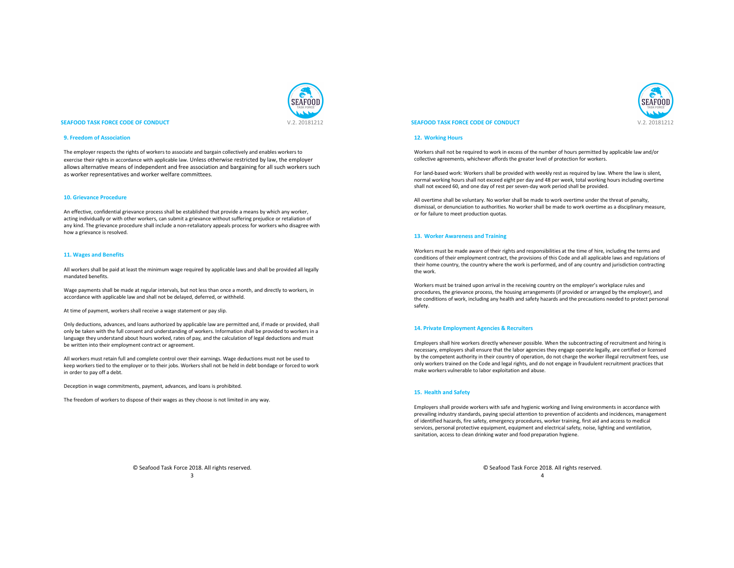### 9. Freedom of Association

The employer respects the rights of workers to associate and bargain collectively and enables workers to exercise their rights in accordance with applicable law. Unless otherwise restricted by law, the employer allows alternative means of independent and free association and bargaining for all such workers such as worker representatives and worker welfare committees.

### 10. Grievance Procedure

An effective, confidential grievance process shall be established that provide a means by which any worker, acting individually or with other workers, can submit a grievance without suffering prejudice or retaliation of any kind. The grievance procedure shall include a non-retaliatory appeals process for workers who disagree with how a grievance is resolved.

### 11. Wages and Benefits

All workers shall be paid at least the minimum wage required by applicable laws and shall be provided all legally mandated benefits.

Wage payments shall be made at regular intervals, but not less than once a month, and directly to workers, in accordance with applicable law and shall not be delayed, deferred, or withheld.

At time of payment, workers shall receive a wage statement or pay slip.

Only deductions, advances, and loans authorized by applicable law are permitted and, if made or provided, shall only be taken with the full consent and understanding of workers. Information shall be provided to workers in a language they understand about hours worked, rates of pay, and the calculation of legal deductions and must be written into their employment contract or agreement.

All workers must retain full and complete control over their earnings. Wage deductions must not be used to keep workers tied to the employer or to their jobs. Workers shall not be held in debt bondage or forced to work in order to pay off a debt.

Deception in wage commitments, payment, advances, and loans is prohibited.

The freedom of workers to dispose of their wages as they choose is not limited in any way.

### 12. Working Hours

Workers shall not be required to work in excess of the number of hours permitted by applicable law and/or collective agreements, whichever affords the greater level of protection for workers.

For land-based work: Workers shall be provided with weekly rest as required by law. Where the law is silent, normal working hours shall not exceed eight per day and 48 per week, total working hours including overtime shall not exceed 60, and one day of rest per seven-day work period shall be provided.

All overtime shall be voluntary. No worker shall be made to work overtime under the threat of penalty, dismissal, or denunciation to authorities. No worker shall be made to work overtime as a disciplinary measure, or for failure to meet production quotas.

### 13. Worker Awareness and Training

Workers must be made aware of their rights and responsibilities at the time of hire, including the terms and conditions of their employment contract, the provisions of this Code and all applicable laws and regulations of their home country, the country where the work is performed, and of any country and jurisdiction contracting the work.

Workers must be trained upon arrival in the receiving country on the employer's workplace rules and procedures, the grievance process, the housing arrangements (if provided or arranged by the employer), and the conditions of work, including any health and safety hazards and the precautions needed to protect personal safety.

### 14. Private Employment Agencies & Recruiters

Employers shall hire workers directly whenever possible. When the subcontracting of recruitment and hiring is necessary, employers shall ensure that the labor agencies they engage operate legally, are certified or licensed by the competent authority in their country of operation, do not charge the worker illegal recruitment fees, use only workers trained on the Code and legal rights, and do not engage in fraudulent recruitment practices that make workers vulnerable to labor exploitation and abuse.

### 15. Health and Safety

Employers shall provide workers with safe and hygienic working and living environments in accordance with prevailing industry standards, paying special attention to prevention of accidents and incidences, management of identified hazards, fire safety, emergency procedures, worker training, first aid and access to medical services, personal protective equipment, equipment and electrical safety, noise, lighting and ventilation, sanitation, access to clean drinking water and food preparation hygiene.